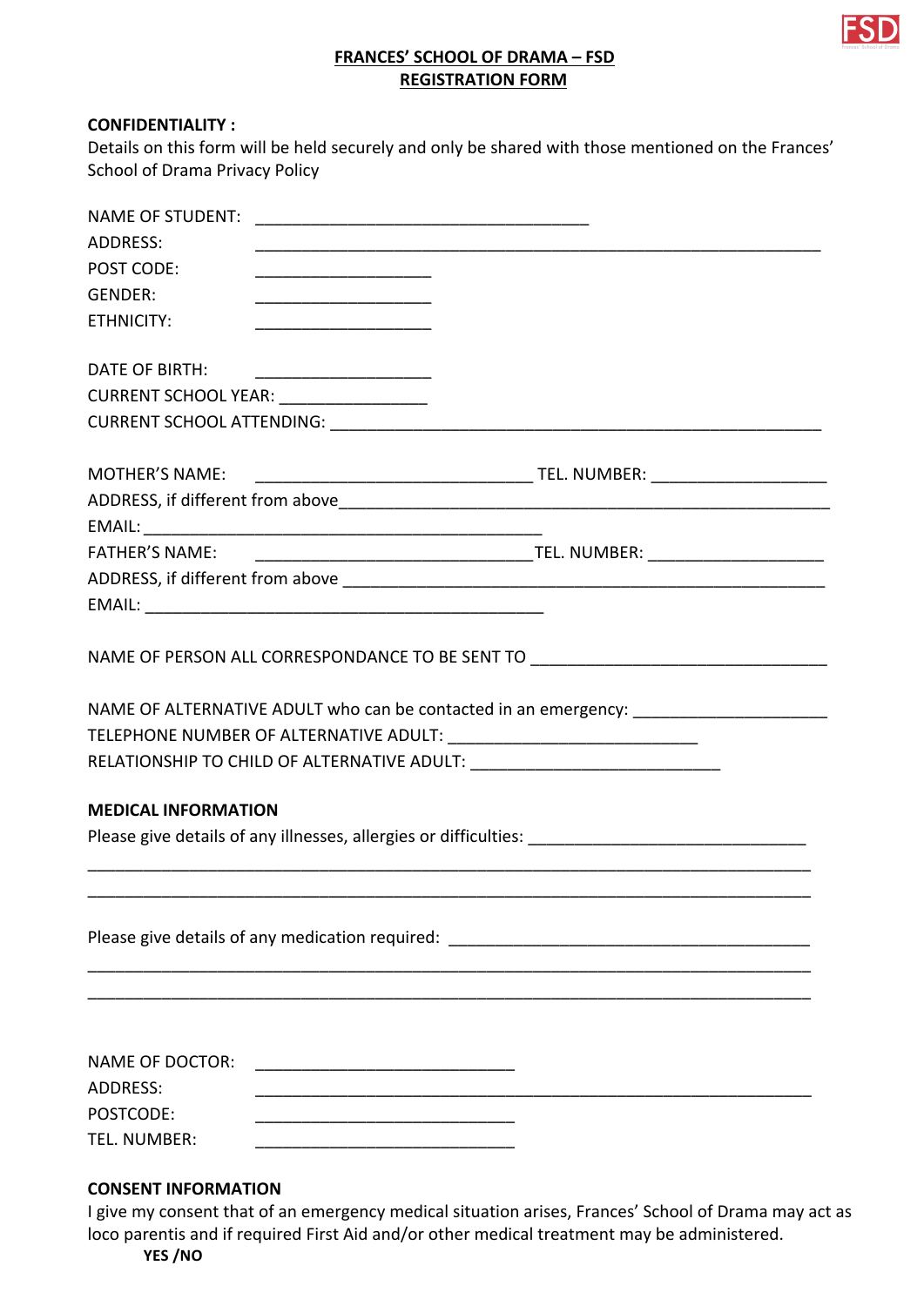# FRANCES' SCHOOL OF DRAMA – FSD
## REGISTRATION FORM

**CONFIDENTIALITY :**
Details on this form will be held securely and only be shared with those mentioned on the Frances' School of Drama Privacy Policy

NAME OF STUDENT: ___________________________________
ADDRESS: ____________________________________________________________
POST CODE: __________________
GENDER: __________________
ETHNICITY: __________________

DATE OF BIRTH: __________________
CURRENT SCHOOL YEAR: _______________
CURRENT SCHOOL ATTENDING: ____________________________________________________

MOTHER'S NAME: _____________________________ TEL. NUMBER: __________________
ADDRESS, if different from above____________________________________________________
EMAIL: __________________________________________
FATHER'S NAME: _____________________________TEL. NUMBER: __________________
ADDRESS, if different from above ___________________________________________________
EMAIL: __________________________________________

NAME OF PERSON ALL CORRESPONDANCE TO BE SENT TO _______________________________

NAME OF ALTERNATIVE ADULT who can be contacted in an emergency: ____________________
TELEPHONE NUMBER OF ALTERNATIVE ADULT: __________________________
RELATIONSHIP TO CHILD OF ALTERNATIVE ADULT: __________________________

**MEDICAL INFORMATION**

Please give details of any illnesses, allergies or difficulties: _____________________________
____________________________________________________________________________
____________________________________________________________________________

Please give details of any medication required: ______________________________________
____________________________________________________________________________
____________________________________________________________________________

NAME OF DOCTOR: ___________________________
ADDRESS: ____________________________________________________________
POSTCODE: ___________________________
TEL. NUMBER: ___________________________

**CONSENT INFORMATION**

I give my consent that of an emergency medical situation arises, Frances' School of Drama may act as loco parentis and if required First Aid and/or other medical treatment may be administered.

**YES /NO**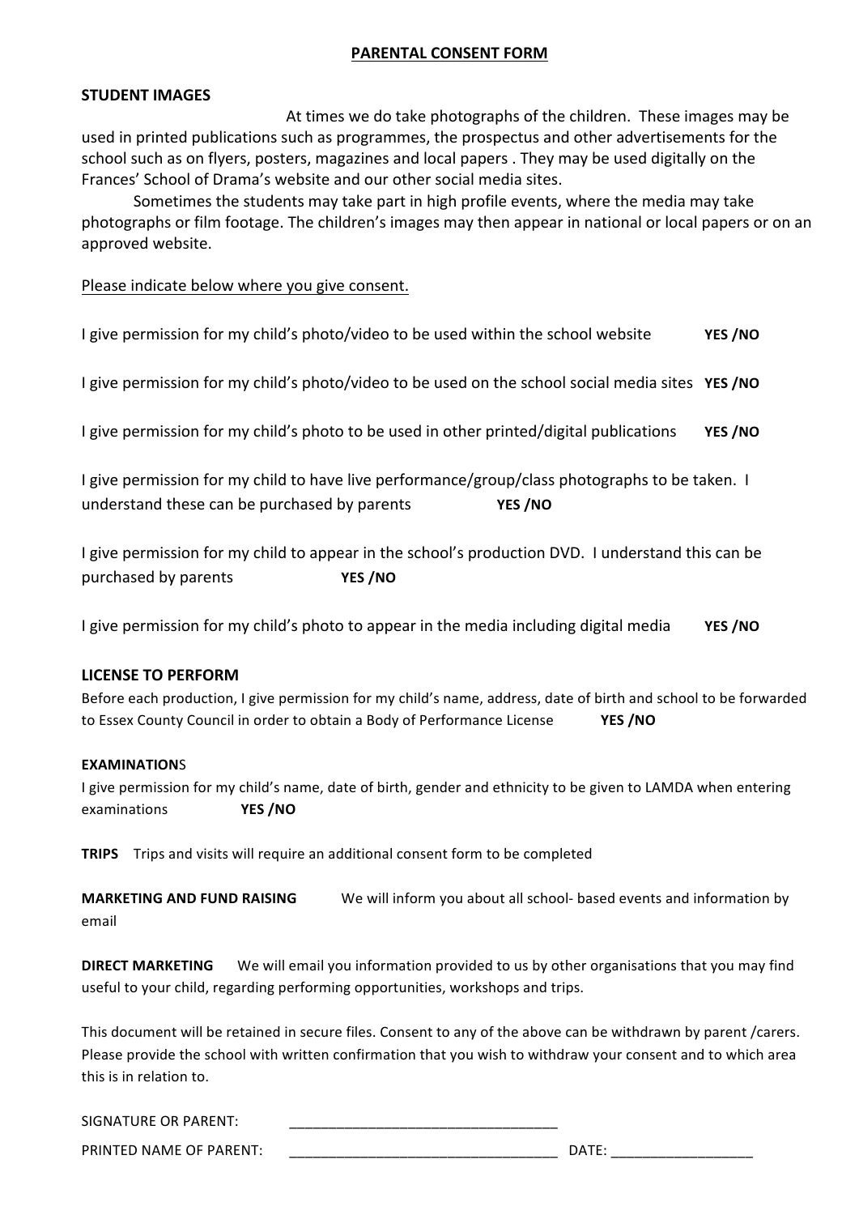# PARENTAL CONSENT FORM

## STUDENT IMAGES

At times we do take photographs of the children. These images may be used in printed publications such as programmes, the prospectus and other advertisements for the school such as on flyers, posters, magazines and local papers . They may be used digitally on the Frances' School of Drama's website and our other social media sites.

Sometimes the students may take part in high profile events, where the media may take photographs or film footage. The children's images may then appear in national or local papers or on an approved website.

Please indicate below where you give consent.

I give permission for my child's photo/video to be used within the school website **YES /NO**

I give permission for my child's photo/video to be used on the school social media sites **YES /NO**

I give permission for my child's photo to be used in other printed/digital publications **YES /NO**

I give permission for my child to have live performance/group/class photographs to be taken. I understand these can be purchased by parents **YES /NO**

I give permission for my child to appear in the school's production DVD. I understand this can be purchased by parents **YES /NO**

I give permission for my child's photo to appear in the media including digital media **YES /NO**

## LICENSE TO PERFORM

Before each production, I give permission for my child's name, address, date of birth and school to be forwarded to Essex County Council in order to obtain a Body of Performance License **YES /NO**

### EXAMINATIONS

I give permission for my child's name, date of birth, gender and ethnicity to be given to LAMDA when entering examinations **YES /NO**

**TRIPS** Trips and visits will require an additional consent form to be completed

**MARKETING AND FUND RAISING** We will inform you about all school- based events and information by email

**DIRECT MARKETING** We will email you information provided to us by other organisations that you may find useful to your child, regarding performing opportunities, workshops and trips.

This document will be retained in secure files. Consent to any of the above can be withdrawn by parent /carers. Please provide the school with written confirmation that you wish to withdraw your consent and to which area this is in relation to.

SIGNATURE OR PARENT: ___________________________________

PRINTED NAME OF PARENT: ___________________________________ DATE: __________________